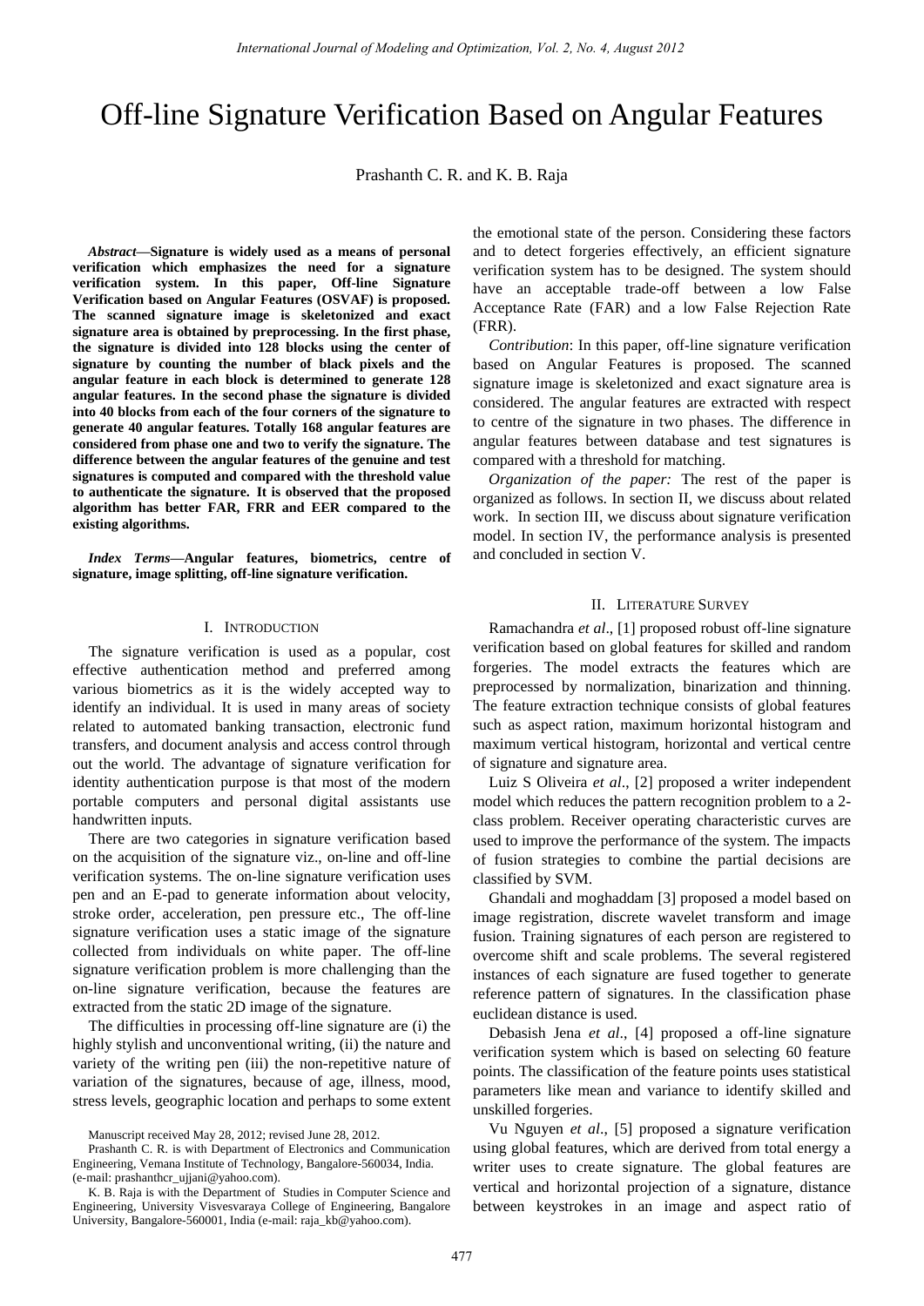# Off-line Signature Verification Based on Angular Features

Prashanth C. R. and K. B. Raja

***Abstract*—Signature is widely used as a means of personal verification which emphasizes the need for a signature verification system. In this paper, Off-line Signature Verification based on Angular Features (OSVAF) is proposed. The scanned signature image is skeletonized and exact signature area is obtained by preprocessing. In the first phase, the signature is divided into 128 blocks using the center of signature by counting the number of black pixels and the angular feature in each block is determined to generate 128 angular features. In the second phase the signature is divided into 40 blocks from each of the four corners of the signature to generate 40 angular features. Totally 168 angular features are considered from phase one and two to verify the signature. The difference between the angular features of the genuine and test signatures is computed and compared with the threshold value to authenticate the signature. It is observed that the proposed algorithm has better FAR, FRR and EER compared to the existing algorithms.**

***Index Terms*—Angular features, biometrics, centre of signature, image splitting, off-line signature verification.**

## I. Introduction

The signature verification is used as a popular, cost effective authentication method and preferred among various biometrics as it is the widely accepted way to identify an individual. It is used in many areas of society related to automated banking transaction, electronic fund transfers, and document analysis and access control through out the world. The advantage of signature verification for identity authentication purpose is that most of the modern portable computers and personal digital assistants use handwritten inputs.

There are two categories in signature verification based on the acquisition of the signature viz., on-line and off-line verification systems. The on-line signature verification uses pen and an E-pad to generate information about velocity, stroke order, acceleration, pen pressure etc., The off-line signature verification uses a static image of the signature collected from individuals on white paper. The off-line signature verification problem is more challenging than the on-line signature verification, because the features are extracted from the static 2D image of the signature.

The difficulties in processing off-line signature are (i) the highly stylish and unconventional writing, (ii) the nature and variety of the writing pen (iii) the non-repetitive nature of variation of the signatures, because of age, illness, mood, stress levels, geographic location and perhaps to some extent the emotional state of the person. Considering these factors and to detect forgeries effectively, an efficient signature verification system has to be designed. The system should have an acceptable trade-off between a low False Acceptance Rate (FAR) and a low False Rejection Rate (FRR).

*Contribution*: In this paper, off-line signature verification based on Angular Features is proposed. The scanned signature image is skeletonized and exact signature area is considered. The angular features are extracted with respect to centre of the signature in two phases. The difference in angular features between database and test signatures is compared with a threshold for matching.

*Organization of the paper:* The rest of the paper is organized as follows. In section II, we discuss about related work. In section III, we discuss about signature verification model. In section IV, the performance analysis is presented and concluded in section V.

## II. Literature Survey

Ramachandra *et al*., [1] proposed robust off-line signature verification based on global features for skilled and random forgeries. The model extracts the features which are preprocessed by normalization, binarization and thinning. The feature extraction technique consists of global features such as aspect ration, maximum horizontal histogram and maximum vertical histogram, horizontal and vertical centre of signature and signature area.

Luiz S Oliveira *et al*., [2] proposed a writer independent model which reduces the pattern recognition problem to a 2-class problem. Receiver operating characteristic curves are used to improve the performance of the system. The impacts of fusion strategies to combine the partial decisions are classified by SVM.

Ghandali and moghaddam [3] proposed a model based on image registration, discrete wavelet transform and image fusion. Training signatures of each person are registered to overcome shift and scale problems. The several registered instances of each signature are fused together to generate reference pattern of signatures. In the classification phase euclidean distance is used.

Debasish Jena *et al*., [4] proposed a off-line signature verification system which is based on selecting 60 feature points. The classification of the feature points uses statistical parameters like mean and variance to identify skilled and unskilled forgeries.

Vu Nguyen *et al*., [5] proposed a signature verification using global features, which are derived from total energy a writer uses to create signature. The global features are vertical and horizontal projection of a signature, distance between keystrokes in an image and aspect ratio of

Manuscript received May 28, 2012; revised June 28, 2012.

Prashanth C. R. is with Department of Electronics and Communication Engineering, Vemana Institute of Technology, Bangalore-560034, India. (e-mail: prashanthcr_ujjani@yahoo.com).

K. B. Raja is with the Department of Studies in Computer Science and Engineering, University Visvesvaraya College of Engineering, Bangalore University, Bangalore-560001, India (e-mail: raja_kb@yahoo.com).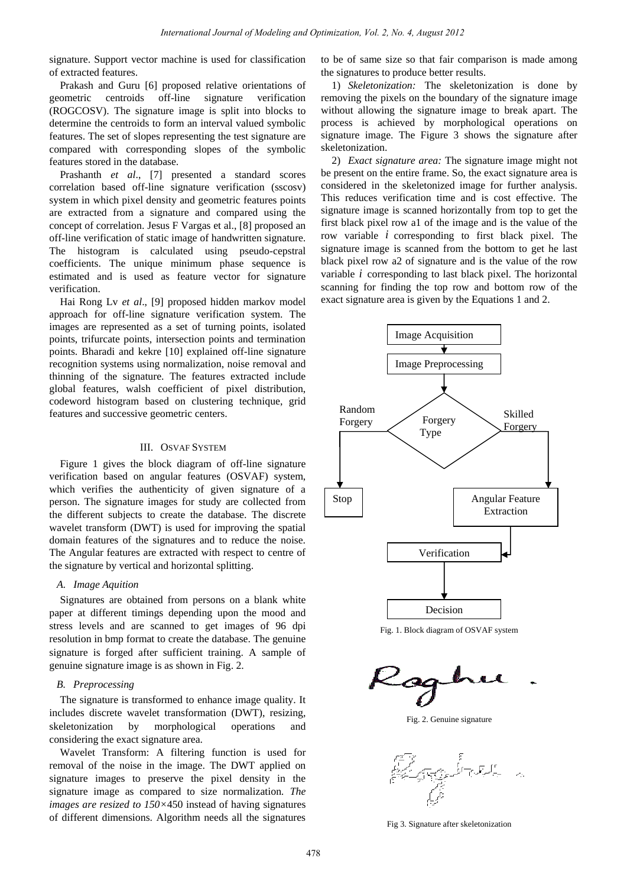signature. Support vector machine is used for classification of extracted features.

Prakash and Guru [6] proposed relative orientations of geometric centroids off-line signature verification (ROGCOSV). The signature image is split into blocks to determine the centroids to form an interval valued symbolic features. The set of slopes representing the test signature are compared with corresponding slopes of the symbolic features stored in the database.

Prashanth *et al*., [7] presented a standard scores correlation based off-line signature verification (sscosv) system in which pixel density and geometric features points are extracted from a signature and compared using the concept of correlation. Jesus F Vargas et al., [8] proposed an off-line verification of static image of handwritten signature. The histogram is calculated using pseudo-cepstral coefficients. The unique minimum phase sequence is estimated and is used as feature vector for signature verification.

Hai Rong Lv *et al*., [9] proposed hidden markov model approach for off-line signature verification system. The images are represented as a set of turning points, isolated points, trifurcate points, intersection points and termination points. Bharadi and kekre [10] explained off-line signature recognition systems using normalization, noise removal and thinning of the signature. The features extracted include global features, walsh coefficient of pixel distribution, codeword histogram based on clustering technique, grid features and successive geometric centers.

## III. OSVAF SYSTEM

Figure 1 gives the block diagram of off-line signature verification based on angular features (OSVAF) system, which verifies the authenticity of given signature of a person. The signature images for study are collected from the different subjects to create the database. The discrete wavelet transform (DWT) is used for improving the spatial domain features of the signatures and to reduce the noise. The Angular features are extracted with respect to centre of the signature by vertical and horizontal splitting.

### *A. Image Aquition*

Signatures are obtained from persons on a blank white paper at different timings depending upon the mood and stress levels and are scanned to get images of 96 dpi resolution in bmp format to create the database. The genuine signature is forged after sufficient training. A sample of genuine signature image is as shown in Fig. 2.

### *B. Preprocessing*

The signature is transformed to enhance image quality. It includes discrete wavelet transformation (DWT), resizing, skeletonization by morphological operations and considering the exact signature area.

Wavelet Transform: A filtering function is used for removal of the noise in the image. The DWT applied on signature images to preserve the pixel density in the signature image as compared to size normalization. *The images are resized to 150×*450 instead of having signatures of different dimensions. Algorithm needs all the signatures to be of same size so that fair comparison is made among the signatures to produce better results.

1) *Skeletonization:* The skeletonization is done by removing the pixels on the boundary of the signature image without allowing the signature image to break apart. The process is achieved by morphological operations on signature image. The Figure 3 shows the signature after skeletonization.

2) *Exact signature area:* The signature image might not be present on the entire frame. So, the exact signature area is considered in the skeletonized image for further analysis. This reduces verification time and is cost effective. The signature image is scanned horizontally from top to get the first black pixel row a1 of the image and is the value of the row variable $i$ corresponding to first black pixel. The signature image is scanned from the bottom to get he last black pixel row a2 of signature and is the value of the row variable $i$ corresponding to last black pixel. The horizontal scanning for finding the top row and bottom row of the exact signature area is given by the Equations 1 and 2.

Image Acquisition → Image Preprocessing → Forgery Type (Random Forgery → Stop; Skilled Forgery → Angular Feature Extraction) → Verification → Decision

Fig. 1. Block diagram of OSVAF system

Fig. 2. Genuine signature

Fig 3. Signature after skeletonization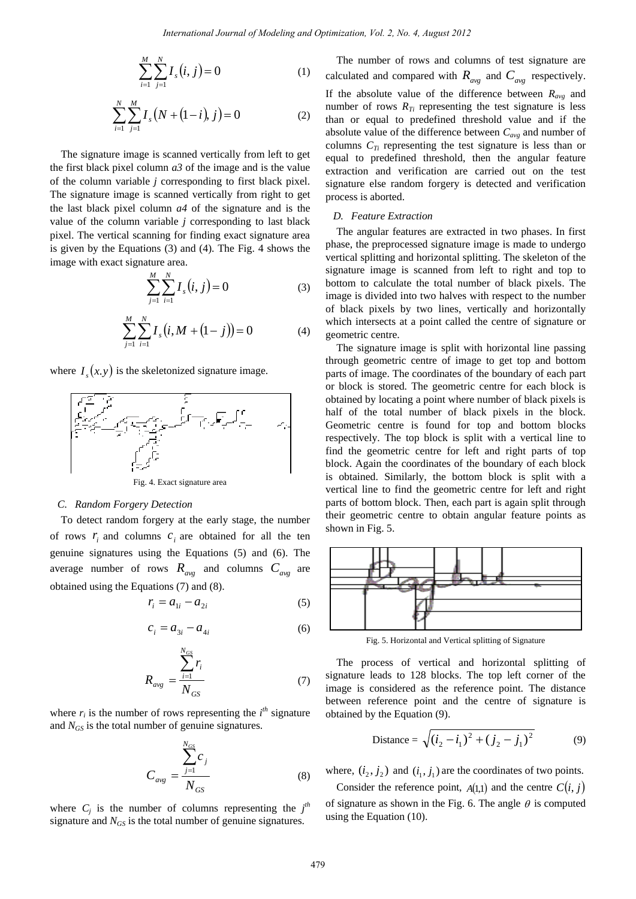$$\sum_{i=1}^{M}\sum_{j=1}^{N} I_s(i,j) = 0 \qquad (1)$$

$$\sum_{i=1}^{N}\sum_{j=1}^{M} I_s(N+(1-i),j) = 0 \qquad (2)$$

The signature image is scanned vertically from left to get the first black pixel column *a3* of the image and is the value of the column variable *j* corresponding to first black pixel. The signature image is scanned vertically from right to get the last black pixel column *a4* of the signature and is the value of the column variable *j* corresponding to last black pixel. The vertical scanning for finding exact signature area is given by the Equations (3) and (4). The Fig. 4 shows the image with exact signature area.

$$\sum_{j=1}^{M}\sum_{i=1}^{N} I_s(i,j) = 0 \qquad (3)$$

$$\sum_{j=1}^{M}\sum_{i=1}^{N} I_s(i, M+(1-j)) = 0 \qquad (4)$$

where $I_s(x.y)$ is the skeletonized signature image.

Fig. 4. Exact signature area

### C. Random Forgery Detection

To detect random forgery at the early stage, the number of rows $r_i$ and columns $c_i$ are obtained for all the ten genuine signatures using the Equations (5) and (6). The average number of rows $R_{avg}$ and columns $C_{avg}$ are obtained using the Equations (7) and (8).

$$r_i = a_{1i} - a_{2i} \qquad (5)$$

$$c_i = a_{3i} - a_{4i} \qquad (6)$$

$$R_{avg} = \frac{\sum_{i=1}^{N_{GS}} r_i}{N_{GS}} \qquad (7)$$

where $r_i$ is the number of rows representing the $i^{th}$ signature and $N_{GS}$ is the total number of genuine signatures.

$$C_{avg} = \frac{\sum_{j=1}^{N_{GS}} c_j}{N_{GS}} \qquad (8)$$

where $C_j$ is the number of columns representing the $j^{th}$ signature and $N_{GS}$ is the total number of genuine signatures.

The number of rows and columns of test signature are calculated and compared with $R_{avg}$ and $C_{avg}$ respectively. If the absolute value of the difference between $R_{avg}$ and number of rows $R_{Ti}$ representing the test signature is less than or equal to predefined threshold value and if the absolute value of the difference between $C_{avg}$ and number of columns $C_{Ti}$ representing the test signature is less than or equal to predefined threshold, then the angular feature extraction and verification are carried out on the test signature else random forgery is detected and verification process is aborted.

### D. Feature Extraction

The angular features are extracted in two phases. In first phase, the preprocessed signature image is made to undergo vertical splitting and horizontal splitting. The skeleton of the signature image is scanned from left to right and top to bottom to calculate the total number of black pixels. The image is divided into two halves with respect to the number of black pixels by two lines, vertically and horizontally which intersects at a point called the centre of signature or geometric centre.

The signature image is split with horizontal line passing through geometric centre of image to get top and bottom parts of image. The coordinates of the boundary of each part or block is stored. The geometric centre for each block is obtained by locating a point where number of black pixels is half of the total number of black pixels in the block. Geometric centre is found for top and bottom blocks respectively. The top block is split with a vertical line to find the geometric centre for left and right parts of top block. Again the coordinates of the boundary of each block is obtained. Similarly, the bottom block is split with a vertical line to find the geometric centre for left and right parts of bottom block. Then, each part is again split through their geometric centre to obtain angular feature points as shown in Fig. 5.

Fig. 5. Horizontal and Vertical splitting of Signature

The process of vertical and horizontal splitting of signature leads to 128 blocks. The top left corner of the image is considered as the reference point. The distance between reference point and the centre of signature is obtained by the Equation (9).

$$\text{Distance} = \sqrt{(i_2 - i_1)^2 + (j_2 - j_1)^2} \qquad (9)$$

where, $(i_2, j_2)$ and $(i_1, j_1)$ are the coordinates of two points.

Consider the reference point, $A(1,1)$ and the centre $C(i,j)$ of signature as shown in the Fig. 6. The angle $\theta$ is computed using the Equation (10).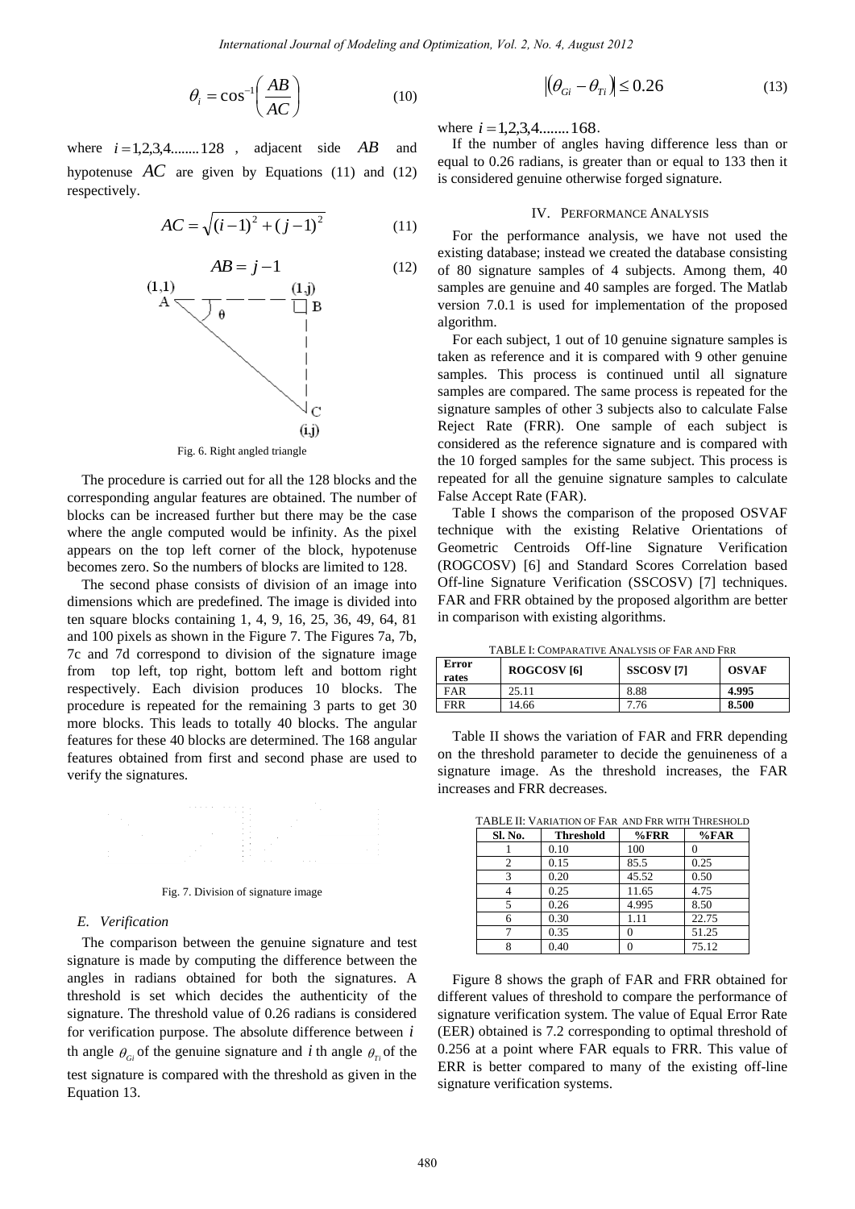$$\theta_i = \cos^{-1}\left(\frac{AB}{AC}\right) \tag{10}$$

where $i = 1,2,3,4........128$, adjacent side $AB$ and hypotenuse $AC$ are given by Equations (11) and (12) respectively.

$$AC = \sqrt{(i-1)^2 + (j-1)^2} \tag{11}$$

$$AB = j - 1 \tag{12}$$

Fig. 6. Right angled triangle

The procedure is carried out for all the 128 blocks and the corresponding angular features are obtained. The number of blocks can be increased further but there may be the case where the angle computed would be infinity. As the pixel appears on the top left corner of the block, hypotenuse becomes zero. So the numbers of blocks are limited to 128.

The second phase consists of division of an image into dimensions which are predefined. The image is divided into ten square blocks containing 1, 4, 9, 16, 25, 36, 49, 64, 81 and 100 pixels as shown in the Figure 7. The Figures 7a, 7b, 7c and 7d correspond to division of the signature image from top left, top right, bottom left and bottom right respectively. Each division produces 10 blocks. The procedure is repeated for the remaining 3 parts to get 30 more blocks. This leads to totally 40 blocks. The angular features for these 40 blocks are determined. The 168 angular features obtained from first and second phase are used to verify the signatures.

Fig. 7. Division of signature image

### *E. Verification*

The comparison between the genuine signature and test signature is made by computing the difference between the angles in radians obtained for both the signatures. A threshold is set which decides the authenticity of the signature. The threshold value of 0.26 radians is considered for verification purpose. The absolute difference between $i$ th angle $\theta_{Gi}$ of the genuine signature and $i$ th angle $\theta_{Ti}$ of the test signature is compared with the threshold as given in the Equation 13.

$$\left|(\theta_{Gi} - \theta_{Ti})\right| \leq 0.26 \tag{13}$$

where $i = 1,2,3,4........168$.

If the number of angles having difference less than or equal to 0.26 radians, is greater than or equal to 133 then it is considered genuine otherwise forged signature.

## IV. Performance Analysis

For the performance analysis, we have not used the existing database; instead we created the database consisting of 80 signature samples of 4 subjects. Among them, 40 samples are genuine and 40 samples are forged. The Matlab version 7.0.1 is used for implementation of the proposed algorithm.

For each subject, 1 out of 10 genuine signature samples is taken as reference and it is compared with 9 other genuine samples. This process is continued until all signature samples are compared. The same process is repeated for the signature samples of other 3 subjects also to calculate False Reject Rate (FRR). One sample of each subject is considered as the reference signature and is compared with the 10 forged samples for the same subject. This process is repeated for all the genuine signature samples to calculate False Accept Rate (FAR).

Table I shows the comparison of the proposed OSVAF technique with the existing Relative Orientations of Geometric Centroids Off-line Signature Verification (ROGCOSV) [6] and Standard Scores Correlation based Off-line Signature Verification (SSCOSV) [7] techniques. FAR and FRR obtained by the proposed algorithm are better in comparison with existing algorithms.

TABLE I: Comparative Analysis of FAR and FRR

| Error rates | ROGCOSV [6] | SSCOSV [7] | OSVAF |
|---|---|---|---|
| FAR | 25.11 | 8.88 | **4.995** |
| FRR | 14.66 | 7.76 | **8.500** |

Table II shows the variation of FAR and FRR depending on the threshold parameter to decide the genuineness of a signature image. As the threshold increases, the FAR increases and FRR decreases.

TABLE II: Variation of FAR and FRR with Threshold

| Sl. No. | Threshold | %FRR | %FAR |
|---|---|---|---|
| 1 | 0.10 | 100 | 0 |
| 2 | 0.15 | 85.5 | 0.25 |
| 3 | 0.20 | 45.52 | 0.50 |
| 4 | 0.25 | 11.65 | 4.75 |
| 5 | 0.26 | 4.995 | 8.50 |
| 6 | 0.30 | 1.11 | 22.75 |
| 7 | 0.35 | 0 | 51.25 |
| 8 | 0.40 | 0 | 75.12 |

Figure 8 shows the graph of FAR and FRR obtained for different values of threshold to compare the performance of signature verification system. The value of Equal Error Rate (EER) obtained is 7.2 corresponding to optimal threshold of 0.256 at a point where FAR equals to FRR. This value of ERR is better compared to many of the existing off-line signature verification systems.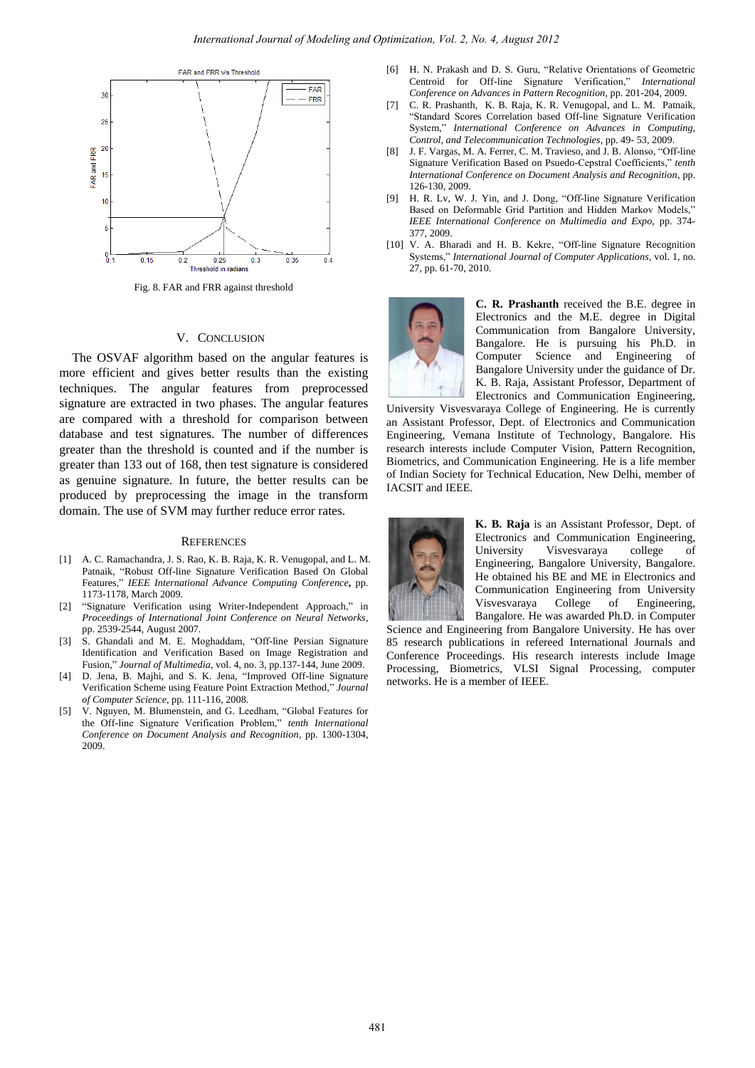FAR and FRR v/s Threshold

FAR
FRR

FAR and FRR

30
25
20
15
10
5
0

0.1 0.15 0.2 0.25 0.3 0.35 0.4

Threshold in radians

Fig. 8. FAR and FRR against threshold

## V. Conclusion

The OSVAF algorithm based on the angular features is more efficient and gives better results than the existing techniques. The angular features from preprocessed signature are extracted in two phases. The angular features are compared with a threshold for comparison between database and test signatures. The number of differences greater than the threshold is counted and if the number is greater than 133 out of 168, then test signature is considered as genuine signature. In future, the better results can be produced by preprocessing the image in the transform domain. The use of SVM may further reduce error rates.

## References

[1] A. C. Ramachandra, J. S. Rao, K. B. Raja, K. R. Venugopal, and L. M. Patnaik, "Robust Off-line Signature Verification Based On Global Features," *IEEE International Advance Computing Conference*, pp. 1173-1178, March 2009.

[2] "Signature Verification using Writer-Independent Approach," in *Proceedings of International Joint Conference on Neural Networks*, pp. 2539-2544, August 2007.

[3] S. Ghandali and M. E. Moghaddam, "Off-line Persian Signature Identification and Verification Based on Image Registration and Fusion," *Journal of Multimedia*, vol. 4, no. 3, pp.137-144, June 2009.

[4] D. Jena, B. Majhi, and S. K. Jena, "Improved Off-line Signature Verification Scheme using Feature Point Extraction Method," *Journal of Computer Science*, pp. 111-116, 2008.

[5] V. Nguyen, M. Blumenstein, and G. Leedham, "Global Features for the Off-line Signature Verification Problem," *tenth International Conference on Document Analysis and Recognition*, pp. 1300-1304, 2009.

[6] H. N. Prakash and D. S. Guru, "Relative Orientations of Geometric Centroid for Off-line Signature Verification," *International Conference on Advances in Pattern Recognition*, pp. 201-204, 2009.

[7] C. R. Prashanth, K. B. Raja, K. R. Venugopal, and L. M. Patnaik, "Standard Scores Correlation based Off-line Signature Verification System," *International Conference on Advances in Computing, Control, and Telecommunication Technologies*, pp. 49- 53, 2009.

[8] J. F. Vargas, M. A. Ferrer, C. M. Travieso, and J. B. Alonso, "Off-line Signature Verification Based on Psuedo-Cepstral Coefficients," *tenth International Conference on Document Analysis and Recognition*, pp. 126-130, 2009.

[9] H. R. Lv, W. J. Yin, and J. Dong, "Off-line Signature Verification Based on Deformable Grid Partition and Hidden Markov Models," *IEEE International Conference on Multimedia and Expo*, pp. 374-377, 2009.

[10] V. A. Bharadi and H. B. Kekre, "Off-line Signature Recognition Systems," *International Journal of Computer Applications*, vol. 1, no. 27, pp. 61-70, 2010.

**C. R. Prashanth** received the B.E. degree in Electronics and the M.E. degree in Digital Communication from Bangalore University, Bangalore. He is pursuing his Ph.D. in Computer Science and Engineering of Bangalore University under the guidance of Dr. K. B. Raja, Assistant Professor, Department of Electronics and Communication Engineering, University Visvesvaraya College of Engineering. He is currently an Assistant Professor, Dept. of Electronics and Communication Engineering, Vemana Institute of Technology, Bangalore. His research interests include Computer Vision, Pattern Recognition, Biometrics, and Communication Engineering. He is a life member of Indian Society for Technical Education, New Delhi, member of IACSIT and IEEE.

**K. B. Raja** is an Assistant Professor, Dept. of Electronics and Communication Engineering, University Visvesvaraya college of Engineering, Bangalore University, Bangalore. He obtained his BE and ME in Electronics and Communication Engineering from University Visvesvaraya College of Engineering, Bangalore. He was awarded Ph.D. in Computer Science and Engineering from Bangalore University. He has over 85 research publications in refereed International Journals and Conference Proceedings. His research interests include Image Processing, Biometrics, VLSI Signal Processing, computer networks. He is a member of IEEE.